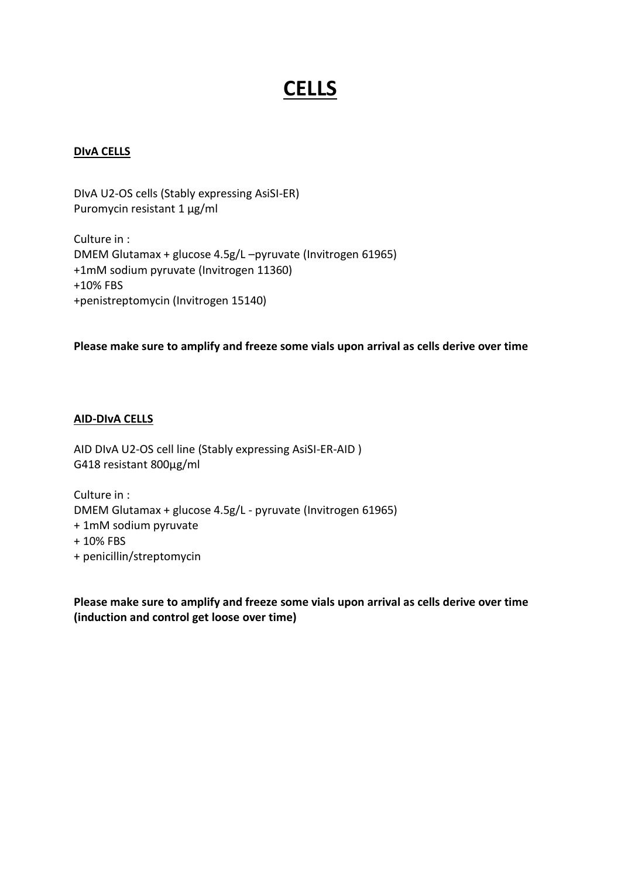# CELLS

## DIvA CELLS

DIvA U2-OS cells (Stably expressing AsiSI-ER)
Puromycin resistant 1 µg/ml

Culture in :
DMEM Glutamax + glucose 4.5g/L –pyruvate (Invitrogen 61965)
+1mM sodium pyruvate (Invitrogen 11360)
+10% FBS
+penistreptomycin (Invitrogen 15140)

**Please make sure to amplify and freeze some vials upon arrival as cells derive over time**

## AID-DIvA CELLS

AID DIvA U2-OS cell line (Stably expressing AsiSI-ER-AID )
G418 resistant 800µg/ml

Culture in :
DMEM Glutamax + glucose 4.5g/L - pyruvate (Invitrogen 61965)
+ 1mM sodium pyruvate
+ 10% FBS
+ penicillin/streptomycin

**Please make sure to amplify and freeze some vials upon arrival as cells derive over time (induction and control get loose over time)**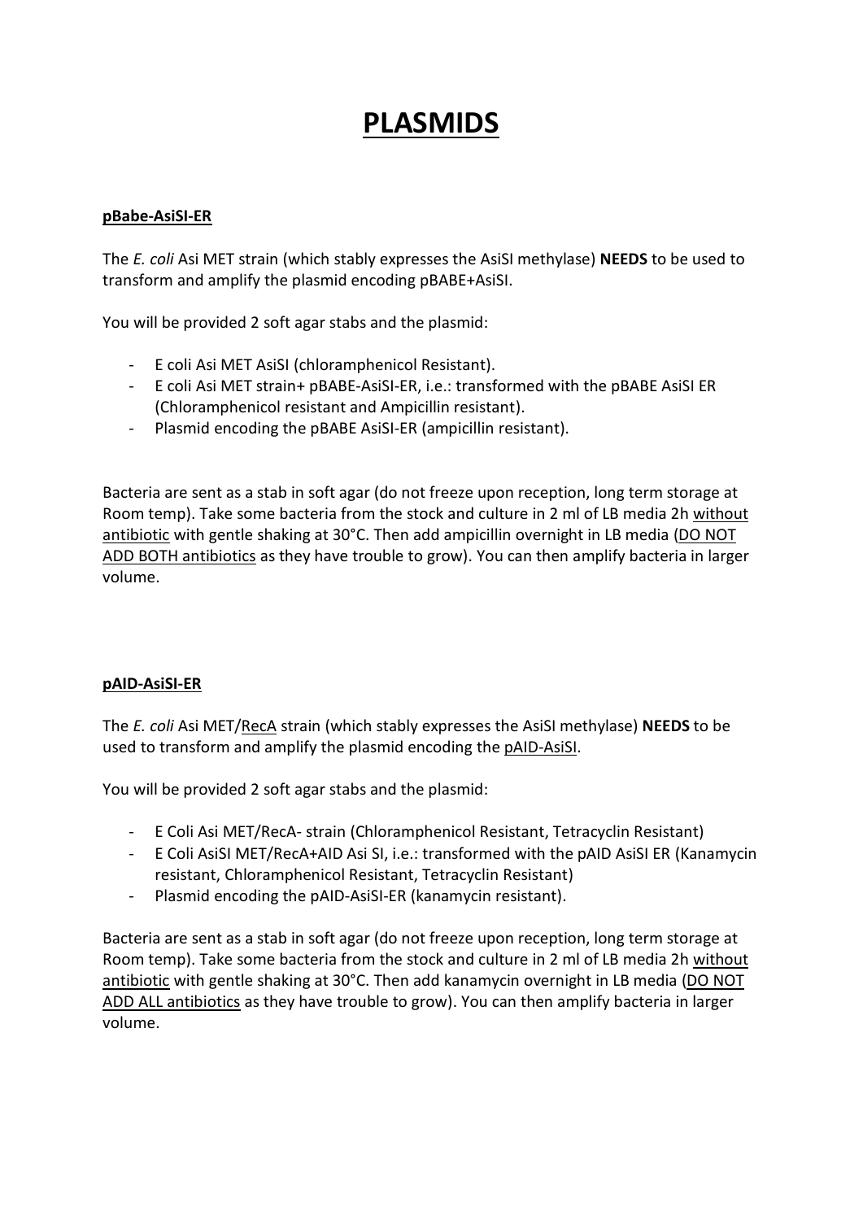// PLASMIDS

**pBabe-AsiSI-ER**

The *E. coli* Asi MET strain (which stably expresses the AsiSI methylase) **NEEDS** to be used to transform and amplify the plasmid encoding pBABE+AsiSI.

You will be provided 2 soft agar stabs and the plasmid:

- E coli Asi MET AsiSI (chloramphenicol Resistant).
- E coli Asi MET strain+ pBABE-AsiSI-ER, i.e.: transformed with the pBABE AsiSI ER (Chloramphenicol resistant and Ampicillin resistant).
- Plasmid encoding the pBABE AsiSI-ER (ampicillin resistant).

Bacteria are sent as a stab in soft agar (do not freeze upon reception, long term storage at Room temp). Take some bacteria from the stock and culture in 2 ml of LB media 2h without antibiotic with gentle shaking at 30°C. Then add ampicillin overnight in LB media (DO NOT ADD BOTH antibiotics as they have trouble to grow). You can then amplify bacteria in larger volume.

**pAID-AsiSI-ER**

The *E. coli* Asi MET/RecA strain (which stably expresses the AsiSI methylase) **NEEDS** to be used to transform and amplify the plasmid encoding the pAID-AsiSI.

You will be provided 2 soft agar stabs and the plasmid:

- E Coli Asi MET/RecA- strain (Chloramphenicol Resistant, Tetracyclin Resistant)
- E Coli AsiSI MET/RecA+AID Asi SI, i.e.: transformed with the pAID AsiSI ER (Kanamycin resistant, Chloramphenicol Resistant, Tetracyclin Resistant)
- Plasmid encoding the pAID-AsiSI-ER (kanamycin resistant).

Bacteria are sent as a stab in soft agar (do not freeze upon reception, long term storage at Room temp). Take some bacteria from the stock and culture in 2 ml of LB media 2h without antibiotic with gentle shaking at 30°C. Then add kanamycin overnight in LB media (DO NOT ADD ALL antibiotics as they have trouble to grow). You can then amplify bacteria in larger volume.

# PLASMIDS

**pBabe-AsiSI-ER**

The *E. coli* Asi MET strain (which stably expresses the AsiSI methylase) **NEEDS** to be used to transform and amplify the plasmid encoding pBABE+AsiSI.

You will be provided 2 soft agar stabs and the plasmid:

- E coli Asi MET AsiSI (chloramphenicol Resistant).
- E coli Asi MET strain+ pBABE-AsiSI-ER, i.e.: transformed with the pBABE AsiSI ER (Chloramphenicol resistant and Ampicillin resistant).
- Plasmid encoding the pBABE AsiSI-ER (ampicillin resistant).

Bacteria are sent as a stab in soft agar (do not freeze upon reception, long term storage at Room temp). Take some bacteria from the stock and culture in 2 ml of LB media 2h without antibiotic with gentle shaking at 30°C. Then add ampicillin overnight in LB media (DO NOT ADD BOTH antibiotics as they have trouble to grow). You can then amplify bacteria in larger volume.

**pAID-AsiSI-ER**

The *E. coli* Asi MET/RecA strain (which stably expresses the AsiSI methylase) **NEEDS** to be used to transform and amplify the plasmid encoding the pAID-AsiSI.

You will be provided 2 soft agar stabs and the plasmid:

- E Coli Asi MET/RecA- strain (Chloramphenicol Resistant, Tetracyclin Resistant)
- E Coli AsiSI MET/RecA+AID Asi SI, i.e.: transformed with the pAID AsiSI ER (Kanamycin resistant, Chloramphenicol Resistant, Tetracyclin Resistant)
- Plasmid encoding the pAID-AsiSI-ER (kanamycin resistant).

Bacteria are sent as a stab in soft agar (do not freeze upon reception, long term storage at Room temp). Take some bacteria from the stock and culture in 2 ml of LB media 2h without antibiotic with gentle shaking at 30°C. Then add kanamycin overnight in LB media (DO NOT ADD ALL antibiotics as they have trouble to grow). You can then amplify bacteria in larger volume.